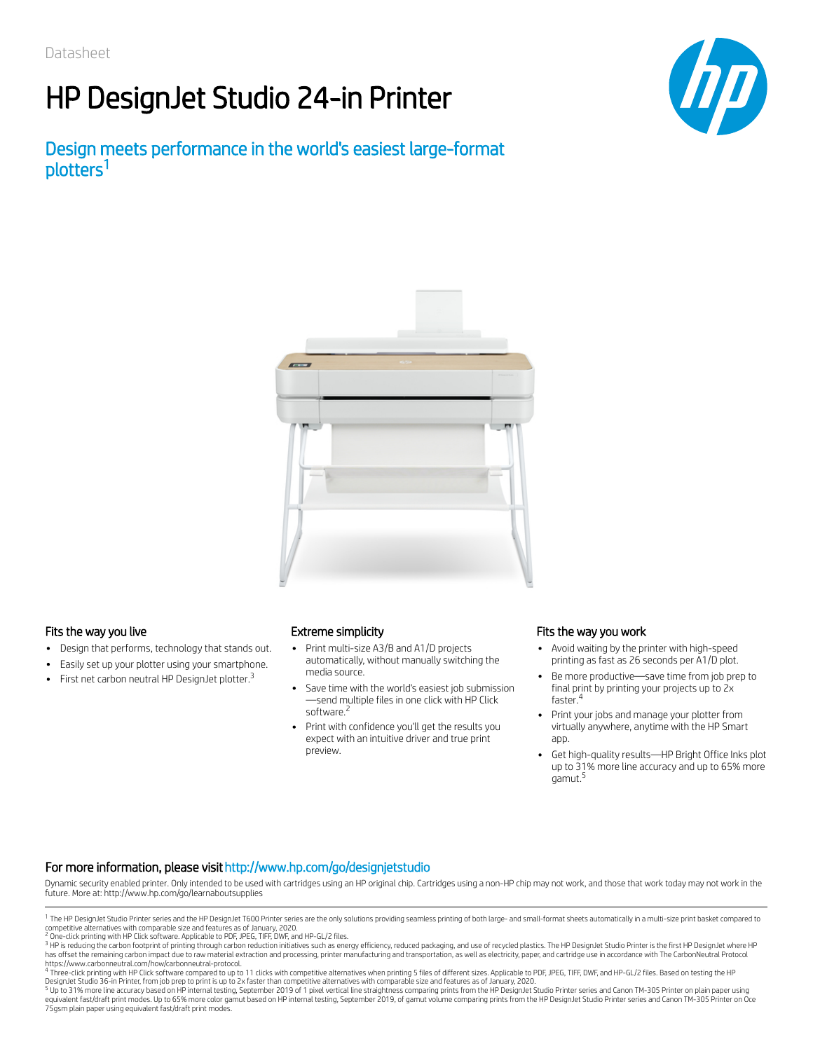Datasheet

# HP DesignJet Studio 24-in Printer

## Design meets performance in the world's easiest large-format plotters[1]

### Fits the way you live

- Design that performs, technology that stands out.
- Easily set up your plotter using your smartphone.
- First net carbon neutral HP DesignJet plotter.[3]

### Extreme simplicity

- Print multi-size A3/B and A1/D projects automatically, without manually switching the media source.
- Save time with the world's easiest job submission—send multiple files in one click with HP Click software.[2]
- Print with confidence you'll get the results you expect with an intuitive driver and true print preview.

### Fits the way you work

- Avoid waiting by the printer with high-speed printing as fast as 26 seconds per A1/D plot.
- Be more productive—save time from job prep to final print by printing your projects up to 2x faster.[4]
- Print your jobs and manage your plotter from virtually anywhere, anytime with the HP Smart app.
- Get high-quality results—HP Bright Office Inks plot up to 31% more line accuracy and up to 65% more gamut.[5]

### For more information, please visit http://www.hp.com/go/designjetstudio

Dynamic security enabled printer. Only intended to be used with cartridges using an HP original chip. Cartridges using a non-HP chip may not work, and those that work today may not work in the future. More at: http://www.hp.com/go/learnaboutsupplies

---

[1] The HP DesignJet Studio Printer series and the HP DesignJet T600 Printer series are the only solutions providing seamless printing of both large- and small-format sheets automatically in a multi-size print basket compared to competitive alternatives with comparable size and features as of January, 2020.

[2] One-click printing with HP Click software. Applicable to PDF, JPEG, TIFF, DWF, and HP-GL/2 files.

[3] HP is reducing the carbon footprint of printing through carbon reduction initiatives such as energy efficiency, reduced packaging, and use of recycled plastics. The HP DesignJet Studio Printer is the first HP DesignJet where HP has offset the remaining carbon impact due to raw material extraction and processing, printer manufacturing and transportation, as well as electricity, paper, and cartridge use in accordance with The CarbonNeutral Protocol https://www.carbonneutral.com/how/carbonneutral-protocol.

[4] Three-click printing with HP Click software compared to up to 11 clicks with competitive alternatives when printing 5 files of different sizes. Applicable to PDF, JPEG, TIFF, DWF, and HP-GL/2 files. Based on testing the HP DesignJet Studio 36-in Printer, from job prep to print is up to 2x faster than competitive alternatives with comparable size and features as of January, 2020.

[5] Up to 31% more line accuracy based on HP internal testing, September 2019 of 1 pixel vertical line straightness comparing prints from the HP DesignJet Studio Printer series and Canon TM-305 Printer on plain paper using equivalent fast/draft print modes. Up to 65% more color gamut based on HP internal testing, September 2019, of gamut volume comparing prints from the HP DesignJet Studio Printer series and Canon TM-305 Printer on Oce 75gsm plain paper using equivalent fast/draft print modes.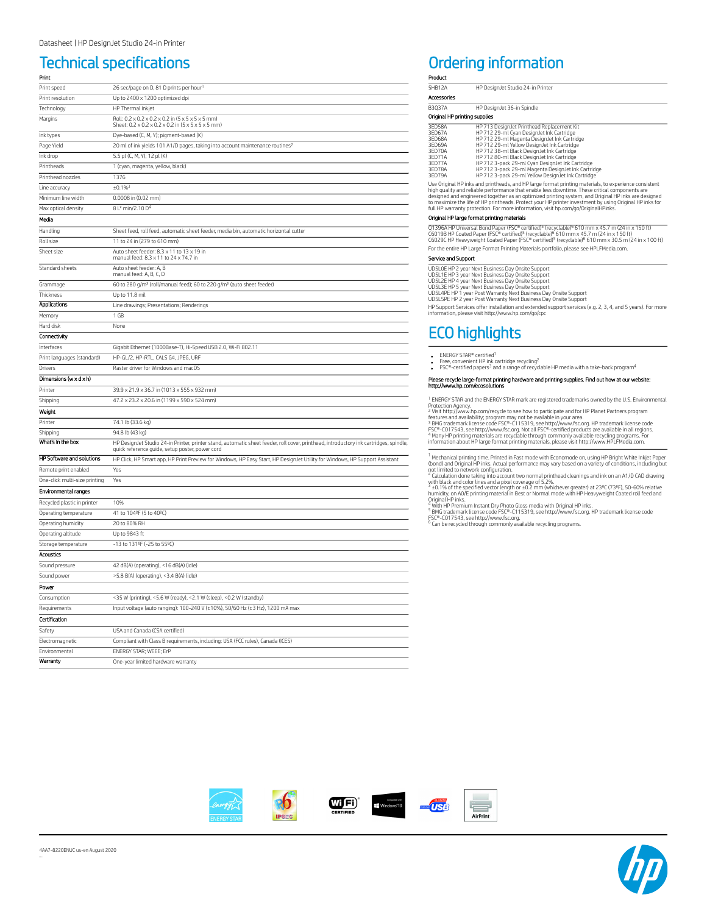# Technical specifications

| | |
|---|---|
| **Print** | |
| Print speed | 26 sec/page on D, 81 D prints per hour[1] |
| Print resolution | Up to 2400 x 1200 optimized dpi |
| Technology | HP Thermal Inkjet |
| Margins | Roll: 0.2 x 0.2 x 0.2 x 0.2 in (5 x 5 x 5 x 5 mm)<br>Sheet: 0.2 x 0.2 x 0.2 x 0.2 in (5 x 5 x 5 x 5 mm) |
| Ink types | Dye-based (C, M, Y); pigment-based (K) |
| Page Yield | 20 ml of ink yields 101 A1/D pages, taking into account maintenance routines[2] |
| Ink drop | 5.5 pl (C, M, Y); 12 pl (K) |
| Printheads | 1 (cyan, magenta, yellow, black) |
| Printhead nozzles | 1376 |
| Line accuracy | ±0.1%[3] |
| Minimum line width | 0.0008 in (0.02 mm) |
| Max optical density | 8 L* min/2.10 D[4] |
| **Media** | |
| Handling | Sheet feed, roll feed, automatic sheet feeder, media bin, automatic horizontal cutter |
| Roll size | 11 to 24 in (279 to 610 mm) |
| Sheet size | Auto sheet feeder: 8.3 x 11 to 13 x 19 in<br>manual feed: 8.3 x 11 to 24 x 74.7 in |
| Standard sheets | Auto sheet feeder: A, B<br>manual feed: A, B, C, D |
| Grammage | 60 to 280 g/m² (roll/manual feed); 60 to 220 g/m² (auto sheet feeder) |
| Thickness | Up to 11.8 mil |
| **Applications** | Line drawings; Presentations; Renderings |
| Memory | 1 GB |
| Hard disk | None |
| **Connectivity** | |
| Interfaces | Gigabit Ethernet (1000Base-T), Hi-Speed USB 2.0, Wi-Fi 802.11 |
| Print languages (standard) | HP-GL/2, HP-RTL, CALS G4, JPEG, URF |
| Drivers | Raster driver for Windows and macOS |
| **Dimensions (w x d x h)** | |
| Printer | 39.9 x 21.9 x 36.7 in (1013 x 555 x 932 mm) |
| Shipping | 47.2 x 23.2 x 20.6 in (1199 x 590 x 524 mm) |
| **Weight** | |
| Printer | 74.1 lb (33.6 kg) |
| Shipping | 94.8 lb (43 kg) |
| **What's in the box** | HP DesignJet Studio 24-in Printer, printer stand, automatic sheet feeder, roll cover, printhead, introductory ink cartridges, spindle, quick reference guide, setup poster, power cord |
| **HP Software and solutions** | HP Click, HP Smart app, HP Print Preview for Windows, HP Easy Start, HP DesignJet Utility for Windows, HP Support Assistant |
| Remote print enabled | Yes |
| One-click multi-size printing | Yes |
| **Environmental ranges** | |
| Recycled plastic in printer | 10% |
| Operating temperature | 41 to 104ºF (5 to 40ºC) |
| Operating humidity | 20 to 80% RH |
| Operating altitude | Up to 9843 ft |
| Storage temperature | -13 to 131ºF (-25 to 55ºC) |
| **Acoustics** | |
| Sound pressure | 42 dB(A) (operating), <16 dB(A) (idle) |
| Sound power | >5.8 B(A) (operating), <3.4 B(A) (idle) |
| **Power** | |
| Consumption | <35 W (printing), <5.6 W (ready), <2.1 W (sleep), <0.2 W (standby) |
| Requirements | Input voltage (auto ranging): 100-240 V (±10%), 50/60 Hz (±3 Hz), 1200 mA max |
| **Certification** | |
| Safety | USA and Canada (CSA certified) |
| Electromagnetic | Compliant with Class B requirements, including: USA (FCC rules), Canada (ICES) |
| Environmental | ENERGY STAR; WEEE; ErP |
| **Warranty** | One-year limited hardware warranty |

# Ordering information

**Product**

| | |
|---|---|
| 5HB12A | HP DesignJet Studio 24-in Printer |

**Accessories**

| | |
|---|---|
| B3Q37A | HP DesignJet 36-in Spindle |

**Original HP printing supplies**

| | |
|---|---|
| 3ED58A | HP 713 DesignJet Printhead Replacement Kit |
| 3ED67A | HP 712 29-ml Cyan DesignJet Ink Cartridge |
| 3ED68A | HP 712 29-ml Magenta DesignJet Ink Cartridge |
| 3ED69A | HP 712 29-ml Yellow DesignJet Ink Cartridge |
| 3ED70A | HP 712 38-ml Black DesignJet Ink Cartridge |
| 3ED71A | HP 712 80-ml Black DesignJet Ink Cartridge |
| 3ED77A | HP 712 3-pack 29-ml Cyan DesignJet Ink Cartridge |
| 3ED78A | HP 712 3-pack 29-ml Magenta DesignJet Ink Cartridge |
| 3ED79A | HP 712 3-pack 29-ml Yellow DesignJet Ink Cartridge |

Use Original HP inks and printheads, and HP large format printing materials, to experience consistent high quality and reliable performance that enable less downtime. These critical components are designed and engineered together as an optimized printing system, and Original HP inks are designed to maximize the life of HP printheads. Protect your HP printer investment by using Original HP inks for full HP warranty protection. For more information, visit hp.com/go/OriginalHPinks.

**Original HP large format printing materials**

Q1396A HP Universal Bond Paper (FSC® certified)[5] (recyclable)[6] 610 mm x 45.7 m (24 in x 150 ft)
C6019B HP Coated Paper (FSC® certified)[5] (recyclable)[6] 610 mm x 45.7 m (24 in x 150 ft)
C6029C HP Heavyweight Coated Paper (FSC® certified)[5] (recyclable)[6] 610 mm x 30.5 m (24 in x 100 ft)

For the entire HP Large Format Printing Materials portfolio, please see HPLFMedia.com.

**Service and Support**

U5L0E HP 2 year Next Business Day Onsite Support
U5L1E HP 3 year Next Business Day Onsite Support
U5L2E HP 4 year Next Business Day Onsite Support
U5L3E HP 5 year Next Business Day Onsite Support
U5L4PE HP 1 year Post Warranty Next Business Day Onsite Support
U5L5PE HP 2 year Post Warranty Next Business Day Onsite Support

HP Support Services offer installation and extended support services (e.g. 2, 3, 4, and 5 years). For more information, please visit http://www.hp.com/go/cpc

# ECO highlights

- ENERGY STAR® certified[1]
- Free, convenient HP ink cartridge recycling[2]
- FSC®-certified papers[3] and a range of recyclable HP media with a take-back program[4]

Please recycle large-format printing hardware and printing supplies. Find out how at our website: http://www.hp.com/ecosolutions

[1] ENERGY STAR and the ENERGY STAR mark are registered trademarks owned by the U.S. Environmental Protection Agency.
[2] Visit http://www.hp.com/recycle to see how to participate and for HP Planet Partners program features and availability; program may not be available in your area.
[3] BMG trademark license code FSC®-C115319, see http://www.fsc.org. HP trademark license code FSC®-C017543, see http://www.fsc.org. Not all FSC®-certified products are available in all regions.
[4] Many HP printing materials are recyclable through commonly available recycling programs. For information about HP large format printing materials, please visit http://www.HPLFMedia.com.

[1] Mechanical printing time. Printed in Fast mode with Economode on, using HP Bright White Inkjet Paper (bond) and Original HP inks. Actual performance may vary based on a variety of conditions, including but not limited to network configuration.
[2] Calculation done taking into account two normal printhead cleanings and ink on an A1/D CAD drawing with black and color lines and a pixel coverage of 5.2%.
[3] ±0.1% of the specified vector length or ±0.2 mm (whichever greater) at 23ºC (73ºF), 50-60% relative humidity, on A0/E printing material in Best or Normal mode with HP Heavyweight Coated roll feed and Original HP inks.
[4] With HP Premium Instant Dry Photo Gloss media with Original HP inks.
[5] BMG trademark license code FSC®-C115319, see http://www.fsc.org. HP trademark license code FSC®-C017543, see http://www.fsc.org.
[6] Can be recycled through commonly available recycling programs.

4AA7-8220ENUC us-en August 2020